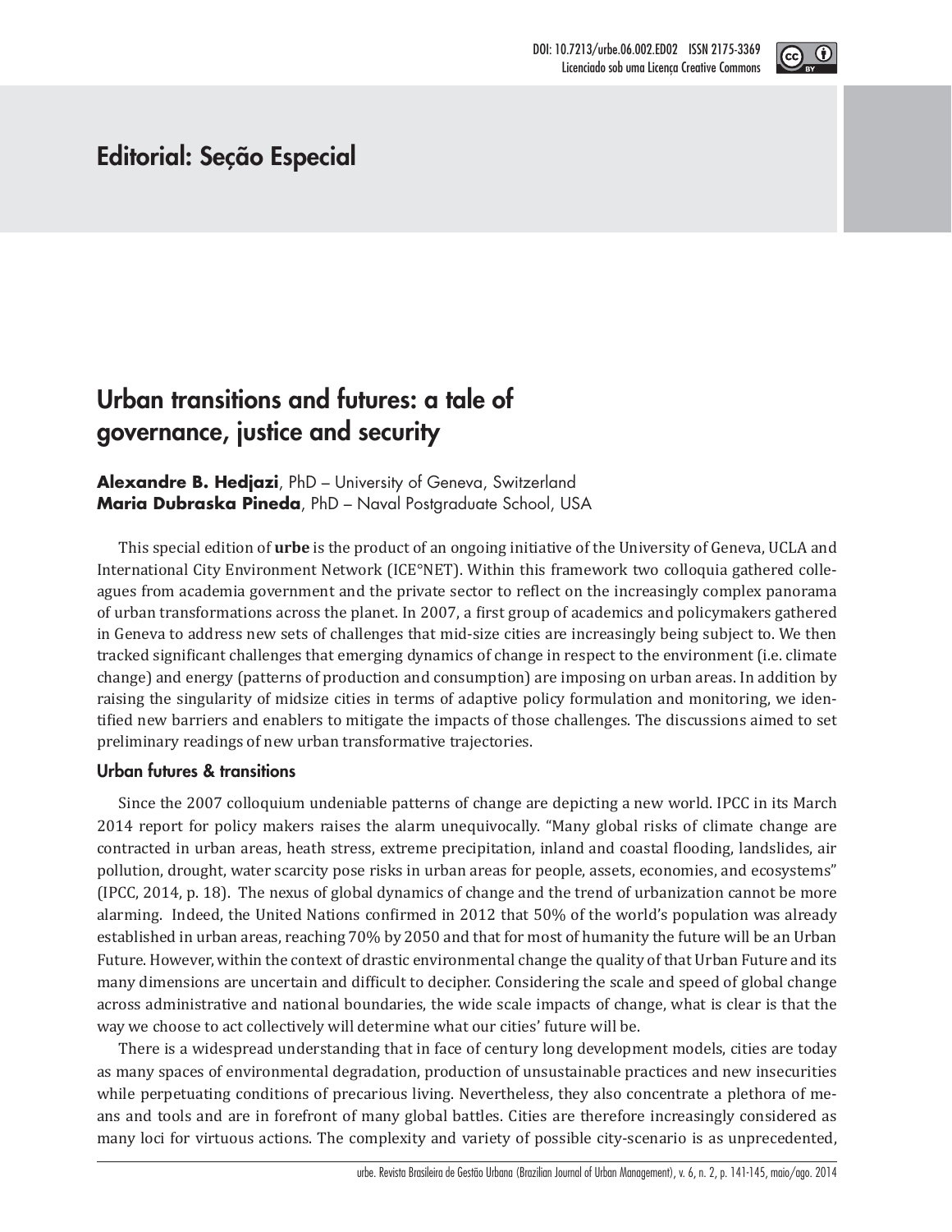# Editorial: Seção Especial

## Urban transitions and futures: a tale of governance, justice and security

**Alexandre B. Hedjazi**, PhD – University of Geneva, Switzerland
**Maria Dubraska Pineda**, PhD – Naval Postgraduate School, USA

This special edition of **urbe** is the product of an ongoing initiative of the University of Geneva, UCLA and International City Environment Network (ICE°NET). Within this framework two colloquia gathered colleagues from academia government and the private sector to reflect on the increasingly complex panorama of urban transformations across the planet. In 2007, a first group of academics and policymakers gathered in Geneva to address new sets of challenges that mid-size cities are increasingly being subject to. We then tracked significant challenges that emerging dynamics of change in respect to the environment (i.e. climate change) and energy (patterns of production and consumption) are imposing on urban areas. In addition by raising the singularity of midsize cities in terms of adaptive policy formulation and monitoring, we identified new barriers and enablers to mitigate the impacts of those challenges. The discussions aimed to set preliminary readings of new urban transformative trajectories.

### Urban futures & transitions

Since the 2007 colloquium undeniable patterns of change are depicting a new world. IPCC in its March 2014 report for policy makers raises the alarm unequivocally. "Many global risks of climate change are contracted in urban areas, heath stress, extreme precipitation, inland and coastal flooding, landslides, air pollution, drought, water scarcity pose risks in urban areas for people, assets, economies, and ecosystems" (IPCC, 2014, p. 18). The nexus of global dynamics of change and the trend of urbanization cannot be more alarming. Indeed, the United Nations confirmed in 2012 that 50% of the world's population was already established in urban areas, reaching 70% by 2050 and that for most of humanity the future will be an Urban Future. However, within the context of drastic environmental change the quality of that Urban Future and its many dimensions are uncertain and difficult to decipher. Considering the scale and speed of global change across administrative and national boundaries, the wide scale impacts of change, what is clear is that the way we choose to act collectively will determine what our cities' future will be.

There is a widespread understanding that in face of century long development models, cities are today as many spaces of environmental degradation, production of unsustainable practices and new insecurities while perpetuating conditions of precarious living. Nevertheless, they also concentrate a plethora of means and tools and are in forefront of many global battles. Cities are therefore increasingly considered as many loci for virtuous actions. The complexity and variety of possible city-scenario is as unprecedented,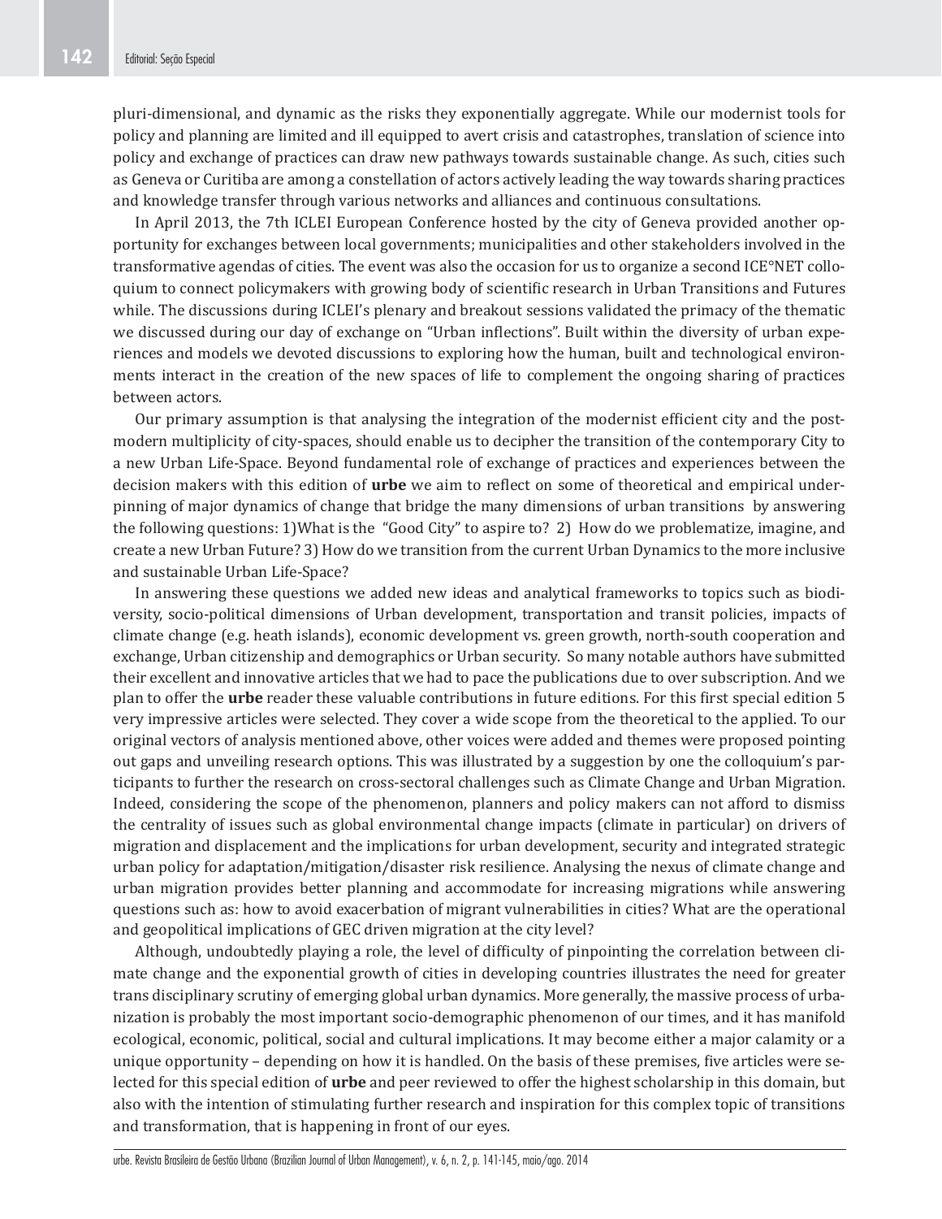pluri-dimensional, and dynamic as the risks they exponentially aggregate. While our modernist tools for policy and planning are limited and ill equipped to avert crisis and catastrophes, translation of science into policy and exchange of practices can draw new pathways towards sustainable change. As such, cities such as Geneva or Curitiba are among a constellation of actors actively leading the way towards sharing practices and knowledge transfer through various networks and alliances and continuous consultations.

In April 2013, the 7th ICLEI European Conference hosted by the city of Geneva provided another opportunity for exchanges between local governments; municipalities and other stakeholders involved in the transformative agendas of cities. The event was also the occasion for us to organize a second ICE°NET colloquium to connect policymakers with growing body of scientific research in Urban Transitions and Futures while. The discussions during ICLEI's plenary and breakout sessions validated the primacy of the thematic we discussed during our day of exchange on "Urban inflections". Built within the diversity of urban experiences and models we devoted discussions to exploring how the human, built and technological environments interact in the creation of the new spaces of life to complement the ongoing sharing of practices between actors.

Our primary assumption is that analysing the integration of the modernist efficient city and the post-modern multiplicity of city-spaces, should enable us to decipher the transition of the contemporary City to a new Urban Life-Space. Beyond fundamental role of exchange of practices and experiences between the decision makers with this edition of **urbe** we aim to reflect on some of theoretical and empirical underpinning of major dynamics of change that bridge the many dimensions of urban transitions by answering the following questions: 1)What is the "Good City" to aspire to? 2) How do we problematize, imagine, and create a new Urban Future? 3) How do we transition from the current Urban Dynamics to the more inclusive and sustainable Urban Life-Space?

In answering these questions we added new ideas and analytical frameworks to topics such as biodiversity, socio-political dimensions of Urban development, transportation and transit policies, impacts of climate change (e.g. heath islands), economic development vs. green growth, north-south cooperation and exchange, Urban citizenship and demographics or Urban security. So many notable authors have submitted their excellent and innovative articles that we had to pace the publications due to over subscription. And we plan to offer the **urbe** reader these valuable contributions in future editions. For this first special edition 5 very impressive articles were selected. They cover a wide scope from the theoretical to the applied. To our original vectors of analysis mentioned above, other voices were added and themes were proposed pointing out gaps and unveiling research options. This was illustrated by a suggestion by one the colloquium's participants to further the research on cross-sectoral challenges such as Climate Change and Urban Migration. Indeed, considering the scope of the phenomenon, planners and policy makers can not afford to dismiss the centrality of issues such as global environmental change impacts (climate in particular) on drivers of migration and displacement and the implications for urban development, security and integrated strategic urban policy for adaptation/mitigation/disaster risk resilience. Analysing the nexus of climate change and urban migration provides better planning and accommodate for increasing migrations while answering questions such as: how to avoid exacerbation of migrant vulnerabilities in cities? What are the operational and geopolitical implications of GEC driven migration at the city level?

Although, undoubtedly playing a role, the level of difficulty of pinpointing the correlation between climate change and the exponential growth of cities in developing countries illustrates the need for greater trans disciplinary scrutiny of emerging global urban dynamics. More generally, the massive process of urbanization is probably the most important socio-demographic phenomenon of our times, and it has manifold ecological, economic, political, social and cultural implications. It may become either a major calamity or a unique opportunity – depending on how it is handled. On the basis of these premises, five articles were selected for this special edition of **urbe** and peer reviewed to offer the highest scholarship in this domain, but also with the intention of stimulating further research and inspiration for this complex topic of transitions and transformation, that is happening in front of our eyes.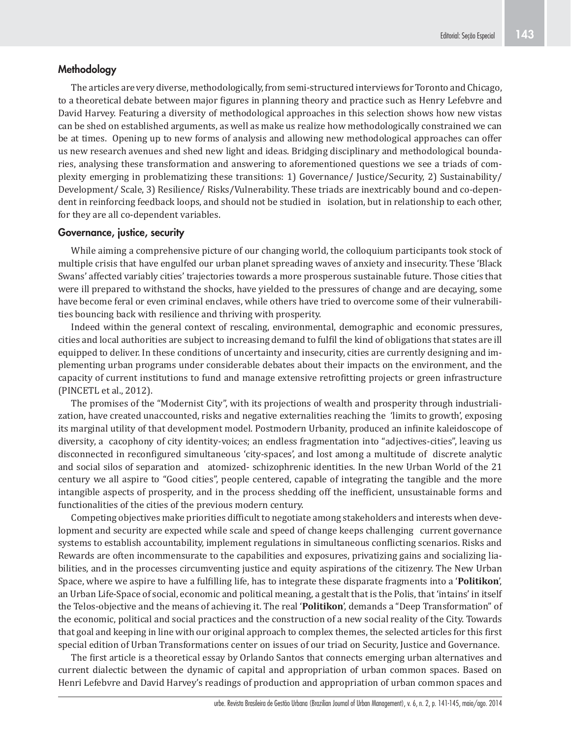## Methodology

The articles are very diverse, methodologically, from semi-structured interviews for Toronto and Chicago, to a theoretical debate between major figures in planning theory and practice such as Henry Lefebvre and David Harvey. Featuring a diversity of methodological approaches in this selection shows how new vistas can be shed on established arguments, as well as make us realize how methodologically constrained we can be at times. Opening up to new forms of analysis and allowing new methodological approaches can offer us new research avenues and shed new light and ideas. Bridging disciplinary and methodological boundaries, analysing these transformation and answering to aforementioned questions we see a triads of complexity emerging in problematizing these transitions: 1) Governance/ Justice/Security, 2) Sustainability/ Development/ Scale, 3) Resilience/ Risks/Vulnerability. These triads are inextricably bound and co-dependent in reinforcing feedback loops, and should not be studied in isolation, but in relationship to each other, for they are all co-dependent variables.

## Governance, justice, security

While aiming a comprehensive picture of our changing world, the colloquium participants took stock of multiple crisis that have engulfed our urban planet spreading waves of anxiety and insecurity. These 'Black Swans' affected variably cities' trajectories towards a more prosperous sustainable future. Those cities that were ill prepared to withstand the shocks, have yielded to the pressures of change and are decaying, some have become feral or even criminal enclaves, while others have tried to overcome some of their vulnerabilities bouncing back with resilience and thriving with prosperity.

Indeed within the general context of rescaling, environmental, demographic and economic pressures, cities and local authorities are subject to increasing demand to fulfil the kind of obligations that states are ill equipped to deliver. In these conditions of uncertainty and insecurity, cities are currently designing and implementing urban programs under considerable debates about their impacts on the environment, and the capacity of current institutions to fund and manage extensive retrofitting projects or green infrastructure (PINCETL et al., 2012).

The promises of the "Modernist City", with its projections of wealth and prosperity through industrialization, have created unaccounted, risks and negative externalities reaching the 'limits to growth', exposing its marginal utility of that development model. Postmodern Urbanity, produced an infinite kaleidoscope of diversity, a cacophony of city identity-voices; an endless fragmentation into "adjectives-cities", leaving us disconnected in reconfigured simultaneous 'city-spaces', and lost among a multitude of discrete analytic and social silos of separation and atomized- schizophrenic identities. In the new Urban World of the 21 century we all aspire to "Good cities", people centered, capable of integrating the tangible and the more intangible aspects of prosperity, and in the process shedding off the inefficient, unsustainable forms and functionalities of the cities of the previous modern century.

Competing objectives make priorities difficult to negotiate among stakeholders and interests when development and security are expected while scale and speed of change keeps challenging current governance systems to establish accountability, implement regulations in simultaneous conflicting scenarios. Risks and Rewards are often incommensurate to the capabilities and exposures, privatizing gains and socializing liabilities, and in the processes circumventing justice and equity aspirations of the citizenry. The New Urban Space, where we aspire to have a fulfilling life, has to integrate these disparate fragments into a '**Politikon**', an Urban Life-Space of social, economic and political meaning, a gestalt that is the Polis, that 'intains' in itself the Telos-objective and the means of achieving it. The real '**Politikon**', demands a "Deep Transformation" of the economic, political and social practices and the construction of a new social reality of the City. Towards that goal and keeping in line with our original approach to complex themes, the selected articles for this first special edition of Urban Transformations center on issues of our triad on Security, Justice and Governance.

The first article is a theoretical essay by Orlando Santos that connects emerging urban alternatives and current dialectic between the dynamic of capital and appropriation of urban common spaces. Based on Henri Lefebvre and David Harvey's readings of production and appropriation of urban common spaces and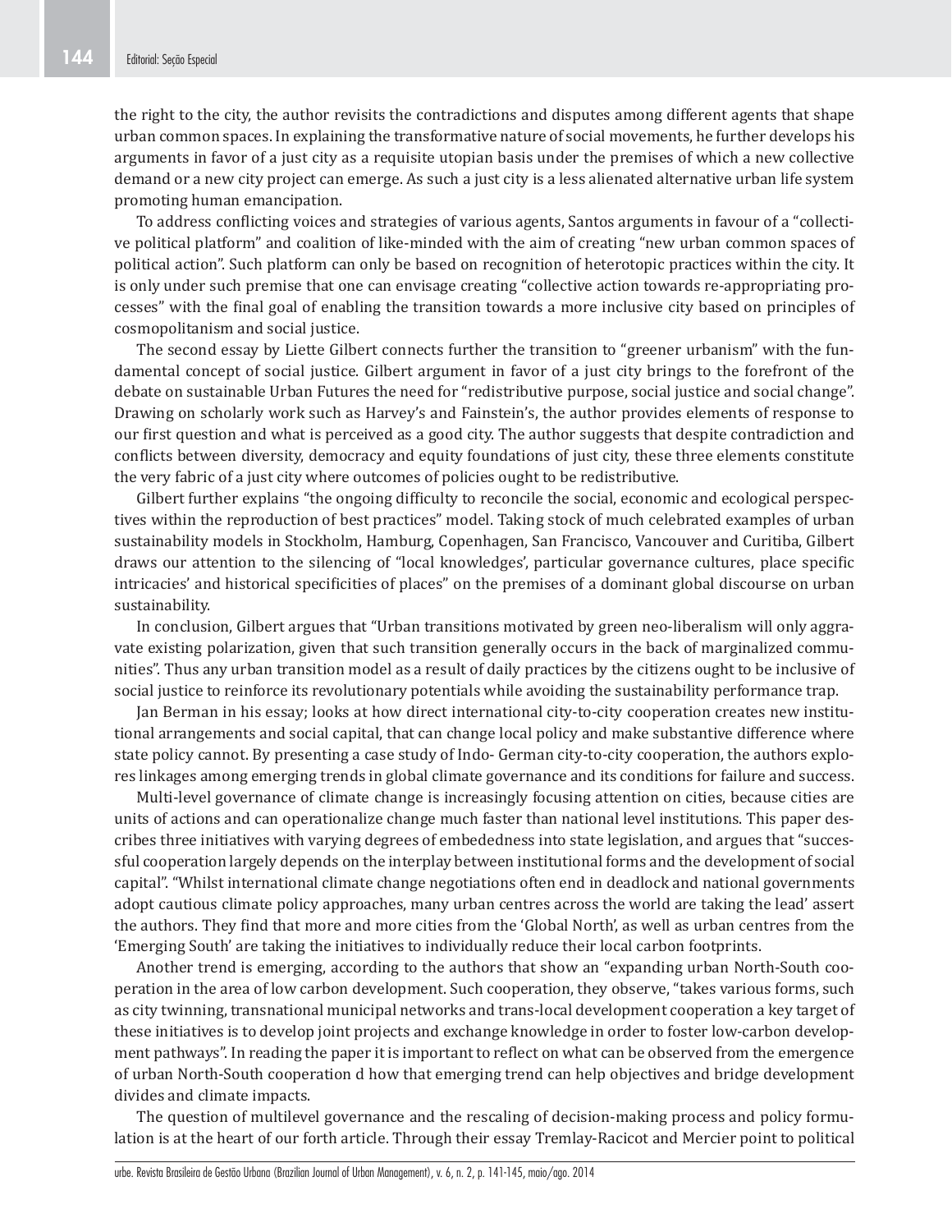the right to the city, the author revisits the contradictions and disputes among different agents that shape urban common spaces. In explaining the transformative nature of social movements, he further develops his arguments in favor of a just city as a requisite utopian basis under the premises of which a new collective demand or a new city project can emerge. As such a just city is a less alienated alternative urban life system promoting human emancipation.

To address conflicting voices and strategies of various agents, Santos arguments in favour of a "collective political platform" and coalition of like-minded with the aim of creating "new urban common spaces of political action". Such platform can only be based on recognition of heterotopic practices within the city. It is only under such premise that one can envisage creating "collective action towards re-appropriating processes" with the final goal of enabling the transition towards a more inclusive city based on principles of cosmopolitanism and social justice.

The second essay by Liette Gilbert connects further the transition to "greener urbanism" with the fundamental concept of social justice. Gilbert argument in favor of a just city brings to the forefront of the debate on sustainable Urban Futures the need for "redistributive purpose, social justice and social change". Drawing on scholarly work such as Harvey's and Fainstein's, the author provides elements of response to our first question and what is perceived as a good city. The author suggests that despite contradiction and conflicts between diversity, democracy and equity foundations of just city, these three elements constitute the very fabric of a just city where outcomes of policies ought to be redistributive.

Gilbert further explains "the ongoing difficulty to reconcile the social, economic and ecological perspectives within the reproduction of best practices" model. Taking stock of much celebrated examples of urban sustainability models in Stockholm, Hamburg, Copenhagen, San Francisco, Vancouver and Curitiba, Gilbert draws our attention to the silencing of "local knowledges', particular governance cultures, place specific intricacies' and historical specificities of places" on the premises of a dominant global discourse on urban sustainability.

In conclusion, Gilbert argues that "Urban transitions motivated by green neo-liberalism will only aggravate existing polarization, given that such transition generally occurs in the back of marginalized communities". Thus any urban transition model as a result of daily practices by the citizens ought to be inclusive of social justice to reinforce its revolutionary potentials while avoiding the sustainability performance trap.

Jan Berman in his essay; looks at how direct international city-to-city cooperation creates new institutional arrangements and social capital, that can change local policy and make substantive difference where state policy cannot. By presenting a case study of Indo- German city-to-city cooperation, the authors explores linkages among emerging trends in global climate governance and its conditions for failure and success.

Multi-level governance of climate change is increasingly focusing attention on cities, because cities are units of actions and can operationalize change much faster than national level institutions. This paper describes three initiatives with varying degrees of embededness into state legislation, and argues that "successful cooperation largely depends on the interplay between institutional forms and the development of social capital". "Whilst international climate change negotiations often end in deadlock and national governments adopt cautious climate policy approaches, many urban centres across the world are taking the lead' assert the authors. They find that more and more cities from the 'Global North', as well as urban centres from the 'Emerging South' are taking the initiatives to individually reduce their local carbon footprints.

Another trend is emerging, according to the authors that show an "expanding urban North-South cooperation in the area of low carbon development. Such cooperation, they observe, "takes various forms, such as city twinning, transnational municipal networks and trans-local development cooperation a key target of these initiatives is to develop joint projects and exchange knowledge in order to foster low-carbon development pathways". In reading the paper it is important to reflect on what can be observed from the emergence of urban North-South cooperation d how that emerging trend can help objectives and bridge development divides and climate impacts.

The question of multilevel governance and the rescaling of decision-making process and policy formulation is at the heart of our forth article. Through their essay Tremlay-Racicot and Mercier point to political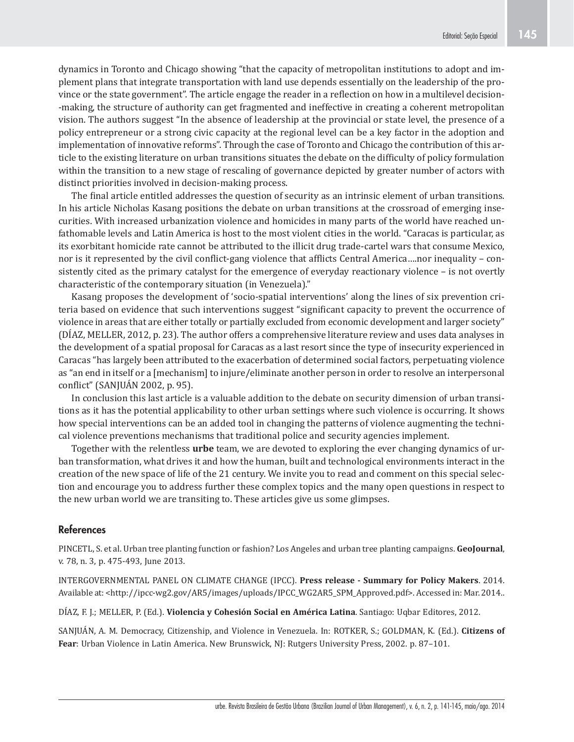dynamics in Toronto and Chicago showing "that the capacity of metropolitan institutions to adopt and implement plans that integrate transportation with land use depends essentially on the leadership of the province or the state government". The article engage the reader in a reflection on how in a multilevel decision-making, the structure of authority can get fragmented and ineffective in creating a coherent metropolitan vision. The authors suggest "In the absence of leadership at the provincial or state level, the presence of a policy entrepreneur or a strong civic capacity at the regional level can be a key factor in the adoption and implementation of innovative reforms". Through the case of Toronto and Chicago the contribution of this article to the existing literature on urban transitions situates the debate on the difficulty of policy formulation within the transition to a new stage of rescaling of governance depicted by greater number of actors with distinct priorities involved in decision-making process.

The final article entitled addresses the question of security as an intrinsic element of urban transitions. In his article Nicholas Kasang positions the debate on urban transitions at the crossroad of emerging insecurities. With increased urbanization violence and homicides in many parts of the world have reached unfathomable levels and Latin America is host to the most violent cities in the world. "Caracas is particular, as its exorbitant homicide rate cannot be attributed to the illicit drug trade-cartel wars that consume Mexico, nor is it represented by the civil conflict-gang violence that afflicts Central America….nor inequality – consistently cited as the primary catalyst for the emergence of everyday reactionary violence – is not overtly characteristic of the contemporary situation (in Venezuela)."

Kasang proposes the development of 'socio-spatial interventions' along the lines of six prevention criteria based on evidence that such interventions suggest "significant capacity to prevent the occurrence of violence in areas that are either totally or partially excluded from economic development and larger society" (DÍAZ, MELLER, 2012, p. 23). The author offers a comprehensive literature review and uses data analyses in the development of a spatial proposal for Caracas as a last resort since the type of insecurity experienced in Caracas "has largely been attributed to the exacerbation of determined social factors, perpetuating violence as "an end in itself or a [mechanism] to injure/eliminate another person in order to resolve an interpersonal conflict" (SANJUÁN 2002, p. 95).

In conclusion this last article is a valuable addition to the debate on security dimension of urban transitions as it has the potential applicability to other urban settings where such violence is occurring. It shows how special interventions can be an added tool in changing the patterns of violence augmenting the technical violence preventions mechanisms that traditional police and security agencies implement.

Together with the relentless **urbe** team, we are devoted to exploring the ever changing dynamics of urban transformation, what drives it and how the human, built and technological environments interact in the creation of the new space of life of the 21 century. We invite you to read and comment on this special selection and encourage you to address further these complex topics and the many open questions in respect to the new urban world we are transiting to. These articles give us some glimpses.

## References

PINCETL, S. et al. Urban tree planting function or fashion? Los Angeles and urban tree planting campaigns. **GeoJournal**, v. 78, n. 3, p. 475-493, June 2013.

INTERGOVERNMENTAL PANEL ON CLIMATE CHANGE (IPCC). **Press release - Summary for Policy Makers**. 2014. Available at: <http://ipcc-wg2.gov/AR5/images/uploads/IPCC_WG2AR5_SPM_Approved.pdf>. Accessed in: Mar. 2014..

DÍAZ, F. J.; MELLER, P. (Ed.). **Violencia y Cohesión Social en América Latina**. Santiago: Uqbar Editores, 2012.

SANJUÁN, A. M. Democracy, Citizenship, and Violence in Venezuela. In: ROTKER, S.; GOLDMAN, K. (Ed.). **Citizens of Fear**: Urban Violence in Latin America. New Brunswick, NJ: Rutgers University Press, 2002. p. 87–101.